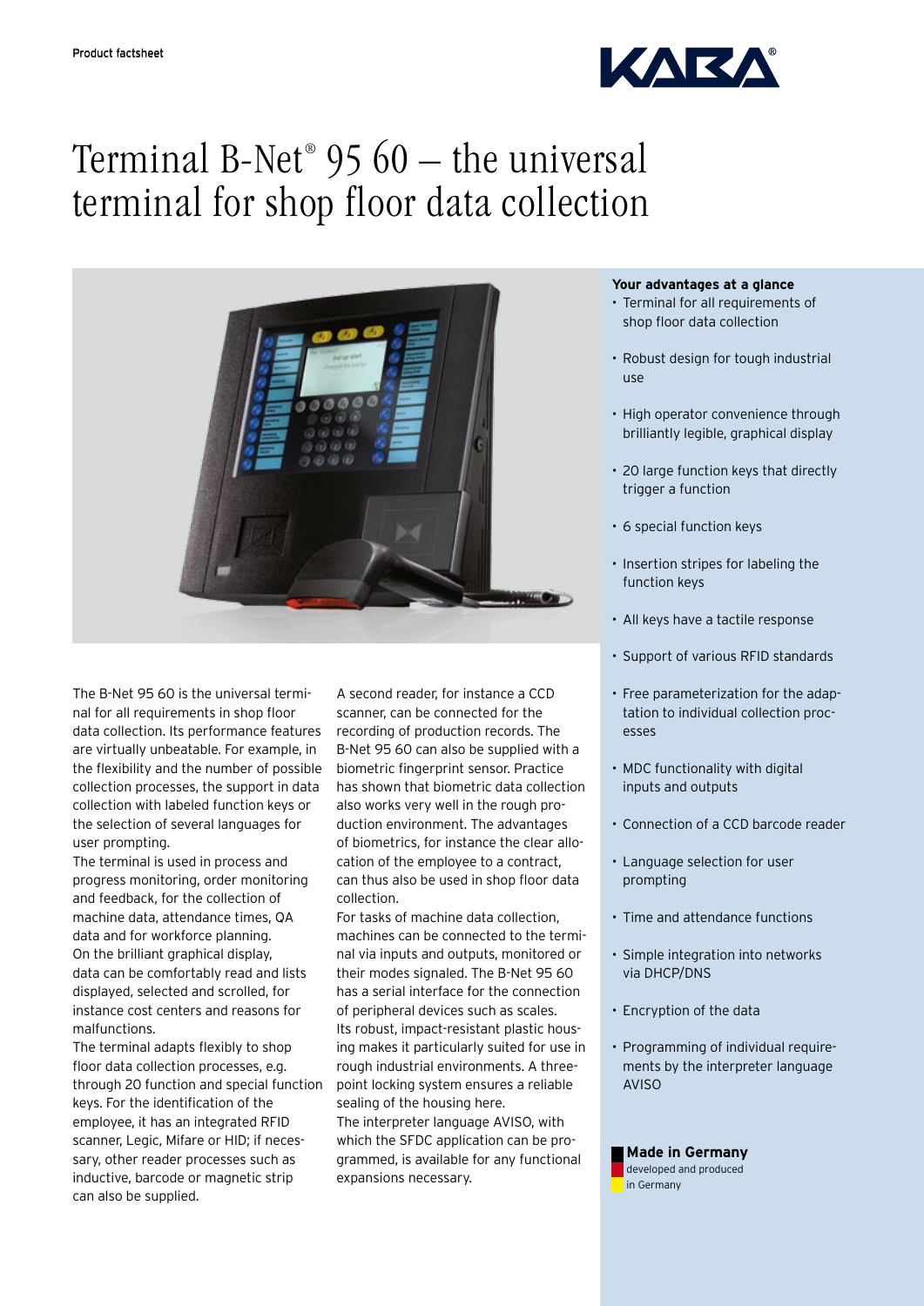Product factsheet

# Terminal B-Net® 95 60 – the universal terminal for shop floor data collection

The B-Net 95 60 is the universal terminal for all requirements in shop floor data collection. Its performance features are virtually unbeatable. For example, in the flexibility and the number of possible collection processes, the support in data collection with labeled function keys or the selection of several languages for user prompting.

The terminal is used in process and progress monitoring, order monitoring and feedback, for the collection of machine data, attendance times, QA data and for workforce planning.

On the brilliant graphical display, data can be comfortably read and lists displayed, selected and scrolled, for instance cost centers and reasons for malfunctions.

The terminal adapts flexibly to shop floor data collection processes, e.g. through 20 function and special function keys. For the identification of the employee, it has an integrated RFID scanner, Legic, Mifare or HID; if necessary, other reader processes such as inductive, barcode or magnetic strip can also be supplied.

A second reader, for instance a CCD scanner, can be connected for the recording of production records. The B-Net 95 60 can also be supplied with a biometric fingerprint sensor. Practice has shown that biometric data collection also works very well in the rough production environment. The advantages of biometrics, for instance the clear allocation of the employee to a contract, can thus also be used in shop floor data collection.

For tasks of machine data collection, machines can be connected to the terminal via inputs and outputs, monitored or their modes signaled. The B-Net 95 60 has a serial interface for the connection of peripheral devices such as scales.

Its robust, impact-resistant plastic housing makes it particularly suited for use in rough industrial environments. A three-point locking system ensures a reliable sealing of the housing here.

The interpreter language AVISO, with which the SFDC application can be programmed, is available for any functional expansions necessary.

**Your advantages at a glance**

- Terminal for all requirements of shop floor data collection
- Robust design for tough industrial use
- High operator convenience through brilliantly legible, graphical display
- 20 large function keys that directly trigger a function
- 6 special function keys
- Insertion stripes for labeling the function keys
- All keys have a tactile response
- Support of various RFID standards
- Free parameterization for the adaptation to individual collection processes
- MDC functionality with digital inputs and outputs
- Connection of a CCD barcode reader
- Language selection for user prompting
- Time and attendance functions
- Simple integration into networks via DHCP/DNS
- Encryption of the data
- Programming of individual requirements by the interpreter language AVISO

**Made in Germany**
developed and produced in Germany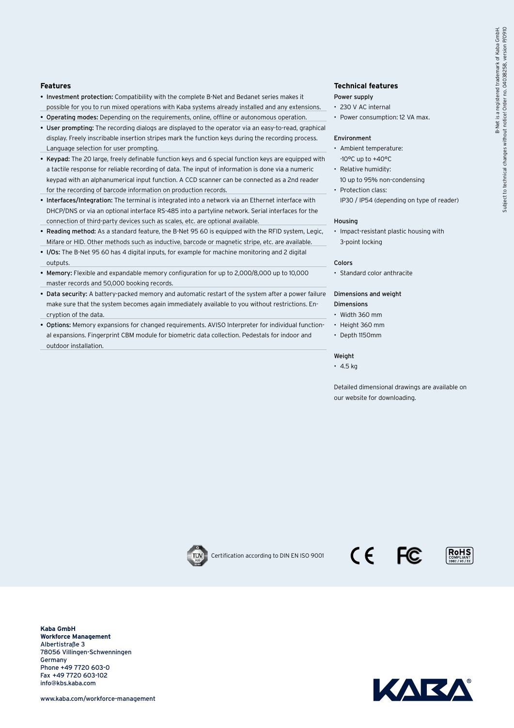## Features

- **Investment protection:** Compatibility with the complete B-Net and Bedanet series makes it possible for you to run mixed operations with Kaba systems already installed and any extensions.
- **Operating modes:** Depending on the requirements, online, offline or autonomous operation.
- **User prompting:** The recording dialogs are displayed to the operator via an easy-to-read, graphical display. Freely inscribable insertion stripes mark the function keys during the recording process. Language selection for user prompting.
- **Keypad:** The 20 large, freely definable function keys and 6 special function keys are equipped with a tactile response for reliable recording of data. The input of information is done via a numeric keypad with an alphanumerical input function. A CCD scanner can be connected as a 2nd reader for the recording of barcode information on production records.
- **Interfaces/Integration:** The terminal is integrated into a network via an Ethernet interface with DHCP/DNS or via an optional interface RS-485 into a partyline network. Serial interfaces for the connection of third-party devices such as scales, etc. are optional available.
- **Reading method:** As a standard feature, the B-Net 95 60 is equipped with the RFID system, Legic, Mifare or HID. Other methods such as inductive, barcode or magnetic stripe, etc. are available.
- **I/Os:** The B-Net 95 60 has 4 digital inputs, for example for machine monitoring and 2 digital outputs.
- **Memory:** Flexible and expandable memory configuration for up to 2,000/8,000 up to 10,000 master records and 50,000 booking records.
- **Data security:** A battery-packed memory and automatic restart of the system after a power failure make sure that the system becomes again immediately available to you without restrictions. Encryption of the data.
- **Options:** Memory expansions for changed requirements. AVISO Interpreter for individual functional expansions. Fingerprint CBM module for biometric data collection. Pedestals for indoor and outdoor installation.

## Technical features

### Power supply

- 230 V AC internal
- Power consumption: 12 VA max.

### Environment

- Ambient temperature: -10°C up to +40°C
- Relative humidity: 10 up to 95% non-condensing
- Protection class: IP30 / IP54 (depending on type of reader)

### Housing

- Impact-resistant plastic housing with 3-point locking

### Colors

- Standard color anthracite

### Dimensions and weight

#### Dimensions

- Width 360 mm
- Height 360 mm
- Depth 1150mm

#### Weight

- 4.5 kg

Detailed dimensional drawings are available on our website for downloading.

Certification according to DIN EN ISO 9001

B-Net is a registered trademark of Kaba GmbH.
Subject to technical changes without notice! Order no. 04038258, version P/0910

**Kaba GmbH**
**Workforce Management**
Albertistraße 3
78056 Villingen-Schwenningen
Germany
Phone +49 7720 603-0
Fax +49 7720 603-102
info@kbs.kaba.com

www.kaba.com/workforce-management